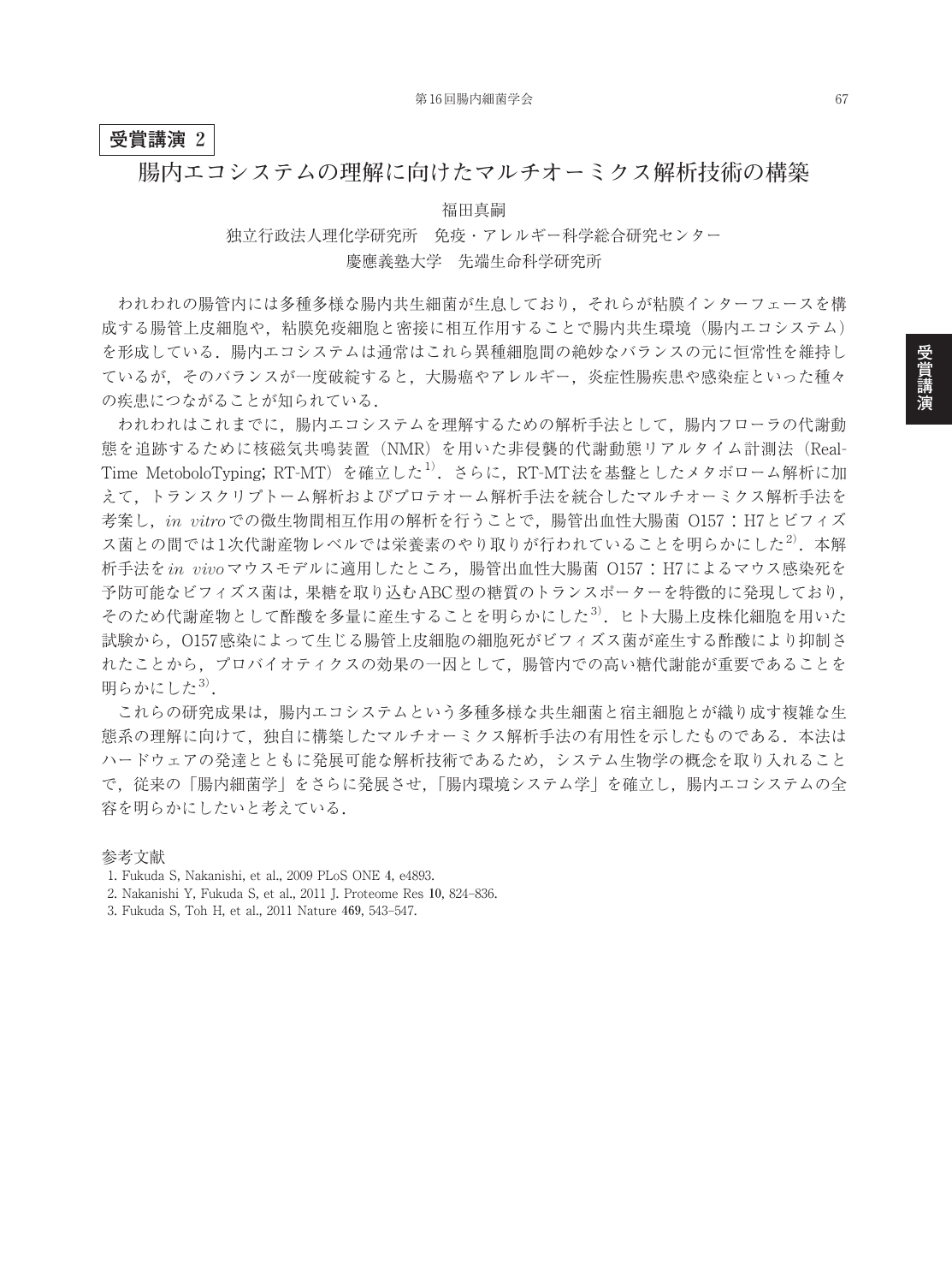**受賞講演 2**

# 腸内エコシステムの理解に向けたマルチオーミクス解析技術の構築

福田真嗣

独立行政法人理化学研究所　免疫・アレルギー科学総合研究センター

慶應義塾大学　先端生命科学研究所

われわれの腸管内には多種多様な腸内共生細菌が生息しており，それらが粘膜インターフェースを構成する腸管上皮細胞や，粘膜免疫細胞と密接に相互作用することで腸内共生環境（腸内エコシステム）を形成している．腸内エコシステムは通常はこれら異種細胞間の絶妙なバランスの元に恒常性を維持しているが，そのバランスが一度破綻すると，大腸癌やアレルギー，炎症性腸疾患や感染症といった種々の疾患につながることが知られている．

われわれはこれまでに，腸内エコシステムを理解するための解析手法として，腸内フローラの代謝動態を追跡するために核磁気共鳴装置（NMR）を用いた非侵襲的代謝動態リアルタイム計測法（Real-Time MetoboloTyping; RT-MT）を確立した[1]．さらに，RT-MT法を基盤としたメタボローム解析に加えて，トランスクリプトーム解析およびプロテオーム解析手法を統合したマルチオーミクス解析手法を考案し，*in vitro*での微生物間相互作用の解析を行うことで，腸管出血性大腸菌 O157：H7とビフィズス菌との間では1次代謝産物レベルでは栄養素のやり取りが行われていることを明らかにした[2]．本解析手法を*in vivo*マウスモデルに適用したところ，腸管出血性大腸菌 O157：H7によるマウス感染死を予防可能なビフィズス菌は，果糖を取り込むABC型の糖質のトランスポーターを特徴的に発現しており，そのため代謝産物として酢酸を多量に産生することを明らかにした[3]．ヒト大腸上皮株化細胞を用いた試験から，O157感染によって生じる腸管上皮細胞の細胞死がビフィズス菌が産生する酢酸により抑制されたことから，プロバイオティクスの効果の一因として，腸管内での高い糖代謝能が重要であることを明らかにした[3]．

これらの研究成果は，腸内エコシステムという多種多様な共生細菌と宿主細胞とが織り成す複雑な生態系の理解に向けて，独自に構築したマルチオーミクス解析手法の有用性を示したものである．本法はハードウェアの発達とともに発展可能な解析技術であるため，システム生物学の概念を取り入れることで，従来の「腸内細菌学」をさらに発展させ，「腸内環境システム学」を確立し，腸内エコシステムの全容を明らかにしたいと考えている．

参考文献

1. Fukuda S, Nakanishi, et al., 2009 PLoS ONE **4**, e4893.
2. Nakanishi Y, Fukuda S, et al., 2011 J. Proteome Res **10**, 824–836.
3. Fukuda S, Toh H, et al., 2011 Nature **469**, 543–547.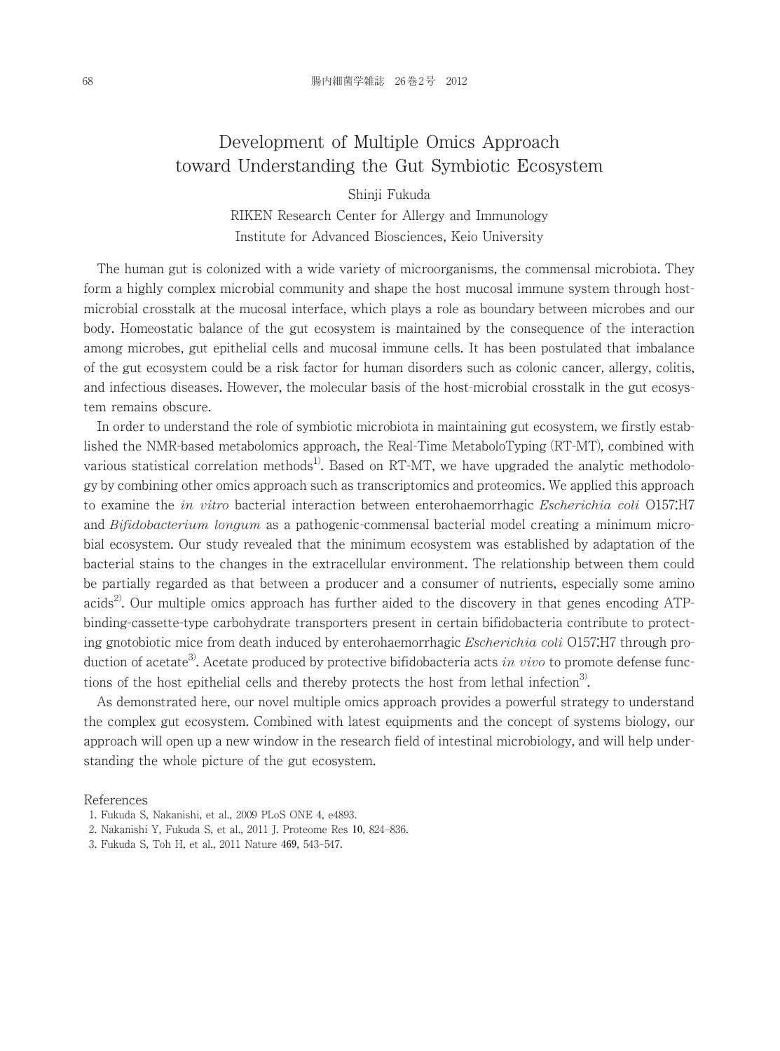# Development of Multiple Omics Approach toward Understanding the Gut Symbiotic Ecosystem

Shinji Fukuda

RIKEN Research Center for Allergy and Immunology
Institute for Advanced Biosciences, Keio University

The human gut is colonized with a wide variety of microorganisms, the commensal microbiota. They form a highly complex microbial community and shape the host mucosal immune system through host-microbial crosstalk at the mucosal interface, which plays a role as boundary between microbes and our body. Homeostatic balance of the gut ecosystem is maintained by the consequence of the interaction among microbes, gut epithelial cells and mucosal immune cells. It has been postulated that imbalance of the gut ecosystem could be a risk factor for human disorders such as colonic cancer, allergy, colitis, and infectious diseases. However, the molecular basis of the host-microbial crosstalk in the gut ecosystem remains obscure.

In order to understand the role of symbiotic microbiota in maintaining gut ecosystem, we firstly established the NMR-based metabolomics approach, the Real-Time MetaboloTyping (RT-MT), combined with various statistical correlation methods[1]. Based on RT-MT, we have upgraded the analytic methodology by combining other omics approach such as transcriptomics and proteomics. We applied this approach to examine the *in vitro* bacterial interaction between enterohaemorrhagic *Escherichia coli* O157:H7 and *Bifidobacterium longum* as a pathogenic-commensal bacterial model creating a minimum microbial ecosystem. Our study revealed that the minimum ecosystem was established by adaptation of the bacterial stains to the changes in the extracellular environment. The relationship between them could be partially regarded as that between a producer and a consumer of nutrients, especially some amino acids[2]. Our multiple omics approach has further aided to the discovery in that genes encoding ATP-binding-cassette-type carbohydrate transporters present in certain bifidobacteria contribute to protecting gnotobiotic mice from death induced by enterohaemorrhagic *Escherichia coli* O157:H7 through production of acetate[3]. Acetate produced by protective bifidobacteria acts *in vivo* to promote defense functions of the host epithelial cells and thereby protects the host from lethal infection[3].

As demonstrated here, our novel multiple omics approach provides a powerful strategy to understand the complex gut ecosystem. Combined with latest equipments and the concept of systems biology, our approach will open up a new window in the research field of intestinal microbiology, and will help understanding the whole picture of the gut ecosystem.

References

1. Fukuda S, Nakanishi, et al., 2009 PLoS ONE 4, e4893.
2. Nakanishi Y, Fukuda S, et al., 2011 J. Proteome Res **10**, 824–836.
3. Fukuda S, Toh H, et al., 2011 Nature **469**, 543–547.